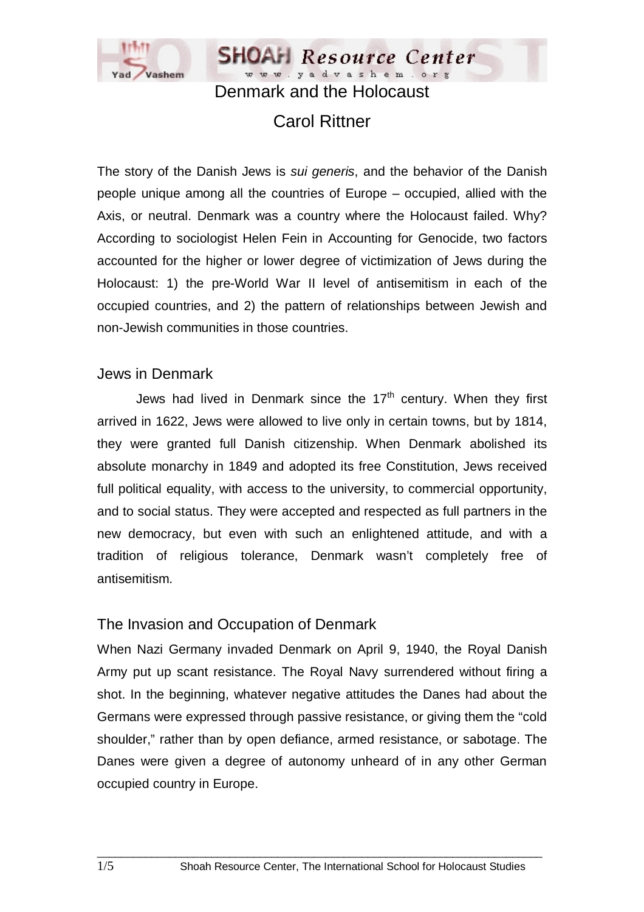# Denmark and the Holocaust

## Carol Rittner

The story of the Danish Jews is *sui generis*, and the behavior of the Danish people unique among all the countries of Europe – occupied, allied with the Axis, or neutral. Denmark was a country where the Holocaust failed. Why? According to sociologist Helen Fein in Accounting for Genocide, two factors accounted for the higher or lower degree of victimization of Jews during the Holocaust: 1) the pre-World War II level of antisemitism in each of the occupied countries, and 2) the pattern of relationships between Jewish and non-Jewish communities in those countries.

### Jews in Denmark

Jews had lived in Denmark since the 17th century. When they first arrived in 1622, Jews were allowed to live only in certain towns, but by 1814, they were granted full Danish citizenship. When Denmark abolished its absolute monarchy in 1849 and adopted its free Constitution, Jews received full political equality, with access to the university, to commercial opportunity, and to social status. They were accepted and respected as full partners in the new democracy, but even with such an enlightened attitude, and with a tradition of religious tolerance, Denmark wasn't completely free of antisemitism.

### The Invasion and Occupation of Denmark

When Nazi Germany invaded Denmark on April 9, 1940, the Royal Danish Army put up scant resistance. The Royal Navy surrendered without firing a shot. In the beginning, whatever negative attitudes the Danes had about the Germans were expressed through passive resistance, or giving them the "cold shoulder," rather than by open defiance, armed resistance, or sabotage. The Danes were given a degree of autonomy unheard of in any other German occupied country in Europe.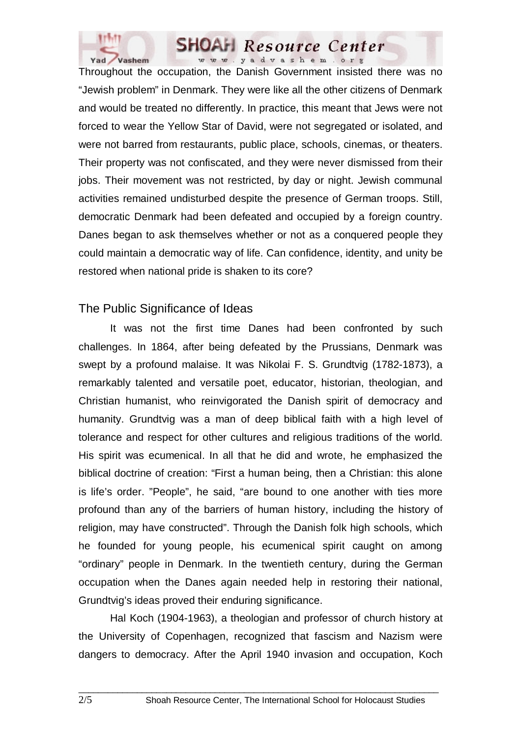Throughout the occupation, the Danish Government insisted there was no "Jewish problem" in Denmark. They were like all the other citizens of Denmark and would be treated no differently. In practice, this meant that Jews were not forced to wear the Yellow Star of David, were not segregated or isolated, and were not barred from restaurants, public place, schools, cinemas, or theaters. Their property was not confiscated, and they were never dismissed from their jobs. Their movement was not restricted, by day or night. Jewish communal activities remained undisturbed despite the presence of German troops. Still, democratic Denmark had been defeated and occupied by a foreign country. Danes began to ask themselves whether or not as a conquered people they could maintain a democratic way of life. Can confidence, identity, and unity be restored when national pride is shaken to its core?

## The Public Significance of Ideas

It was not the first time Danes had been confronted by such challenges. In 1864, after being defeated by the Prussians, Denmark was swept by a profound malaise. It was Nikolai F. S. Grundtvig (1782-1873), a remarkably talented and versatile poet, educator, historian, theologian, and Christian humanist, who reinvigorated the Danish spirit of democracy and humanity. Grundtvig was a man of deep biblical faith with a high level of tolerance and respect for other cultures and religious traditions of the world. His spirit was ecumenical. In all that he did and wrote, he emphasized the biblical doctrine of creation: "First a human being, then a Christian: this alone is life's order. "People", he said, "are bound to one another with ties more profound than any of the barriers of human history, including the history of religion, may have constructed". Through the Danish folk high schools, which he founded for young people, his ecumenical spirit caught on among "ordinary" people in Denmark. In the twentieth century, during the German occupation when the Danes again needed help in restoring their national, Grundtvig's ideas proved their enduring significance.

Hal Koch (1904-1963), a theologian and professor of church history at the University of Copenhagen, recognized that fascism and Nazism were dangers to democracy. After the April 1940 invasion and occupation, Koch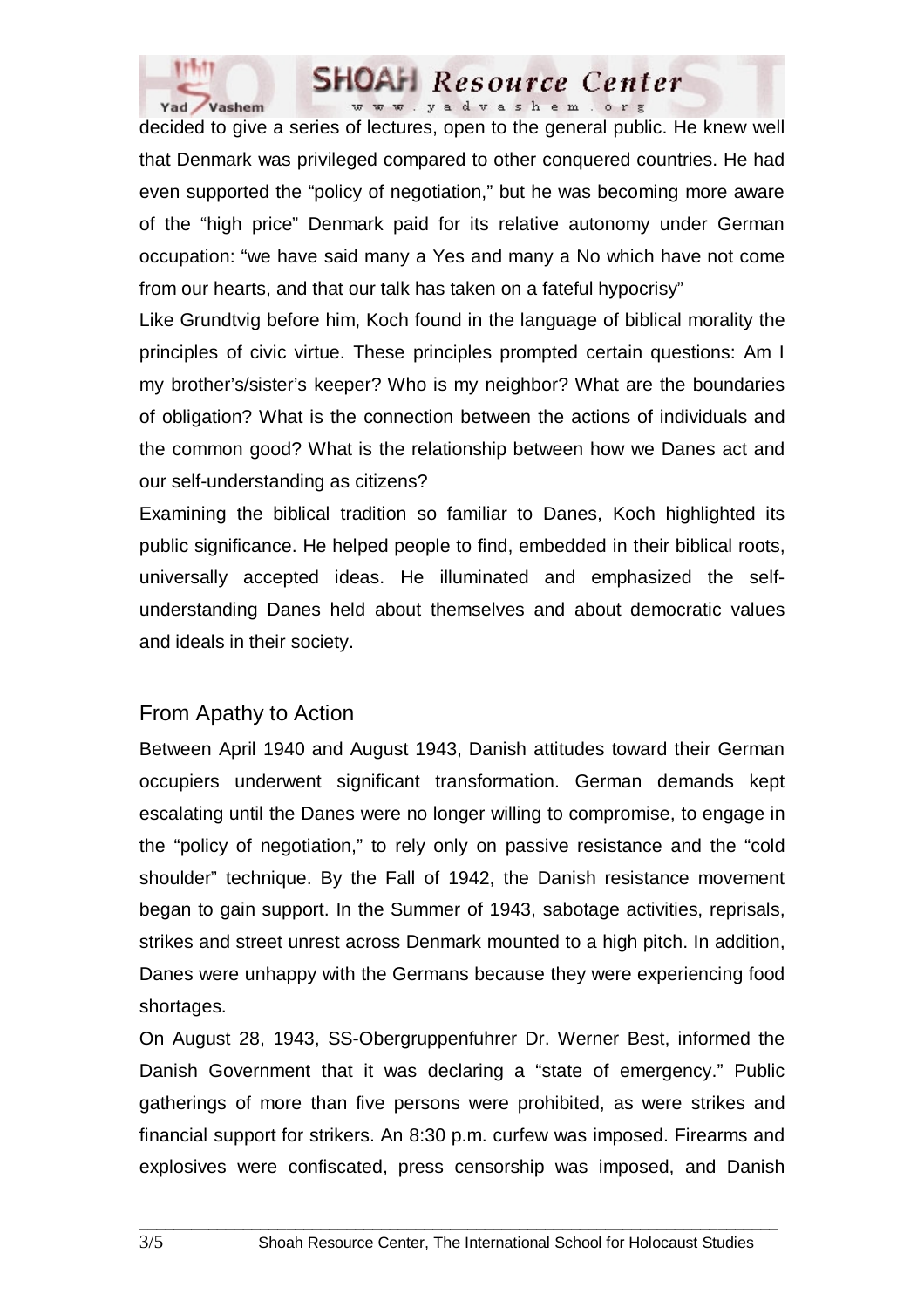decided to give a series of lectures, open to the general public. He knew well that Denmark was privileged compared to other conquered countries. He had even supported the "policy of negotiation," but he was becoming more aware of the "high price" Denmark paid for its relative autonomy under German occupation: "we have said many a Yes and many a No which have not come from our hearts, and that our talk has taken on a fateful hypocrisy"

Like Grundtvig before him, Koch found in the language of biblical morality the principles of civic virtue. These principles prompted certain questions: Am I my brother's/sister's keeper? Who is my neighbor? What are the boundaries of obligation? What is the connection between the actions of individuals and the common good? What is the relationship between how we Danes act and our self-understanding as citizens?

Examining the biblical tradition so familiar to Danes, Koch highlighted its public significance. He helped people to find, embedded in their biblical roots, universally accepted ideas. He illuminated and emphasized the self-understanding Danes held about themselves and about democratic values and ideals in their society.

## From Apathy to Action

Between April 1940 and August 1943, Danish attitudes toward their German occupiers underwent significant transformation. German demands kept escalating until the Danes were no longer willing to compromise, to engage in the "policy of negotiation," to rely only on passive resistance and the "cold shoulder" technique. By the Fall of 1942, the Danish resistance movement began to gain support. In the Summer of 1943, sabotage activities, reprisals, strikes and street unrest across Denmark mounted to a high pitch. In addition, Danes were unhappy with the Germans because they were experiencing food shortages.

On August 28, 1943, SS-Obergruppenfuhrer Dr. Werner Best, informed the Danish Government that it was declaring a "state of emergency." Public gatherings of more than five persons were prohibited, as were strikes and financial support for strikers. An 8:30 p.m. curfew was imposed. Firearms and explosives were confiscated, press censorship was imposed, and Danish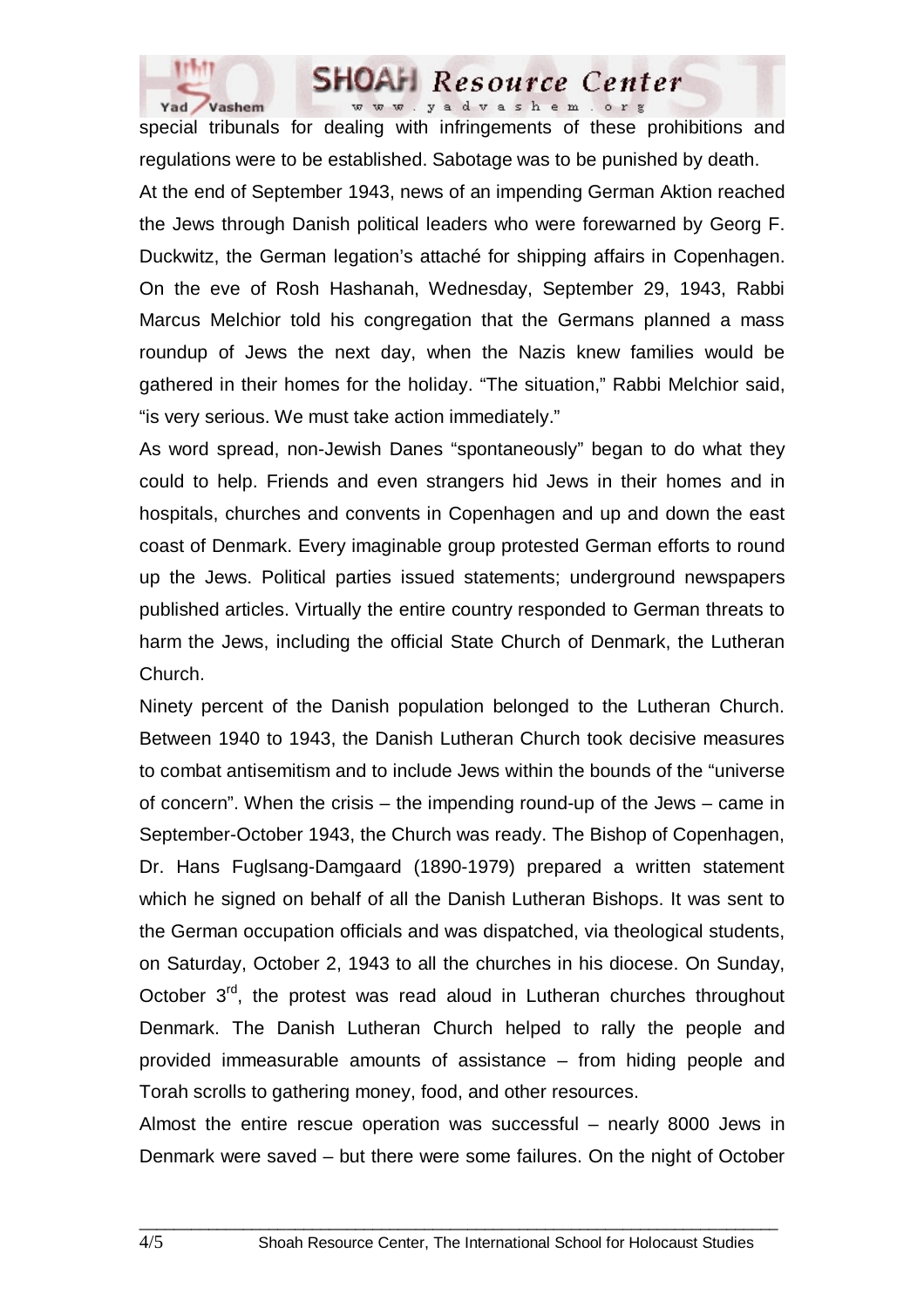special tribunals for dealing with infringements of these prohibitions and regulations were to be established. Sabotage was to be punished by death.

At the end of September 1943, news of an impending German Aktion reached the Jews through Danish political leaders who were forewarned by Georg F. Duckwitz, the German legation's attaché for shipping affairs in Copenhagen. On the eve of Rosh Hashanah, Wednesday, September 29, 1943, Rabbi Marcus Melchior told his congregation that the Germans planned a mass roundup of Jews the next day, when the Nazis knew families would be gathered in their homes for the holiday. "The situation," Rabbi Melchior said, "is very serious. We must take action immediately."

As word spread, non-Jewish Danes "spontaneously" began to do what they could to help. Friends and even strangers hid Jews in their homes and in hospitals, churches and convents in Copenhagen and up and down the east coast of Denmark. Every imaginable group protested German efforts to round up the Jews. Political parties issued statements; underground newspapers published articles. Virtually the entire country responded to German threats to harm the Jews, including the official State Church of Denmark, the Lutheran Church.

Ninety percent of the Danish population belonged to the Lutheran Church. Between 1940 to 1943, the Danish Lutheran Church took decisive measures to combat antisemitism and to include Jews within the bounds of the "universe of concern". When the crisis – the impending round-up of the Jews – came in September-October 1943, the Church was ready. The Bishop of Copenhagen, Dr. Hans Fuglsang-Damgaard (1890-1979) prepared a written statement which he signed on behalf of all the Danish Lutheran Bishops. It was sent to the German occupation officials and was dispatched, via theological students, on Saturday, October 2, 1943 to all the churches in his diocese. On Sunday, October 3rd, the protest was read aloud in Lutheran churches throughout Denmark. The Danish Lutheran Church helped to rally the people and provided immeasurable amounts of assistance – from hiding people and Torah scrolls to gathering money, food, and other resources.

Almost the entire rescue operation was successful – nearly 8000 Jews in Denmark were saved – but there were some failures. On the night of October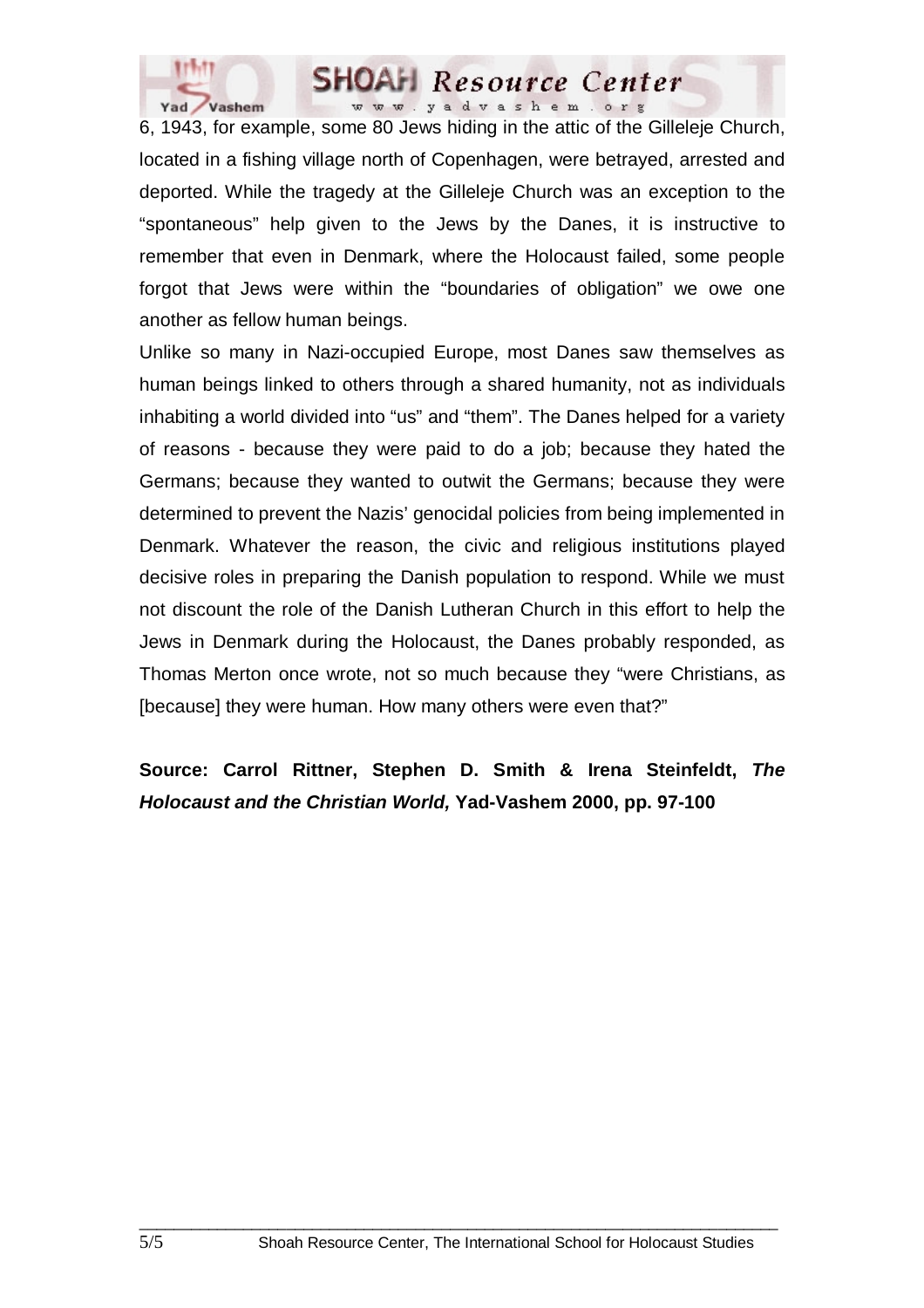6, 1943, for example, some 80 Jews hiding in the attic of the Gilleleje Church, located in a fishing village north of Copenhagen, were betrayed, arrested and deported. While the tragedy at the Gilleleje Church was an exception to the "spontaneous" help given to the Jews by the Danes, it is instructive to remember that even in Denmark, where the Holocaust failed, some people forgot that Jews were within the "boundaries of obligation" we owe one another as fellow human beings.

Unlike so many in Nazi-occupied Europe, most Danes saw themselves as human beings linked to others through a shared humanity, not as individuals inhabiting a world divided into "us" and "them". The Danes helped for a variety of reasons - because they were paid to do a job; because they hated the Germans; because they wanted to outwit the Germans; because they were determined to prevent the Nazis' genocidal policies from being implemented in Denmark. Whatever the reason, the civic and religious institutions played decisive roles in preparing the Danish population to respond. While we must not discount the role of the Danish Lutheran Church in this effort to help the Jews in Denmark during the Holocaust, the Danes probably responded, as Thomas Merton once wrote, not so much because they "were Christians, as [because] they were human. How many others were even that?"

**Source: Carrol Rittner, Stephen D. Smith & Irena Steinfeldt, *The Holocaust and the Christian World,* Yad-Vashem 2000, pp. 97-100**